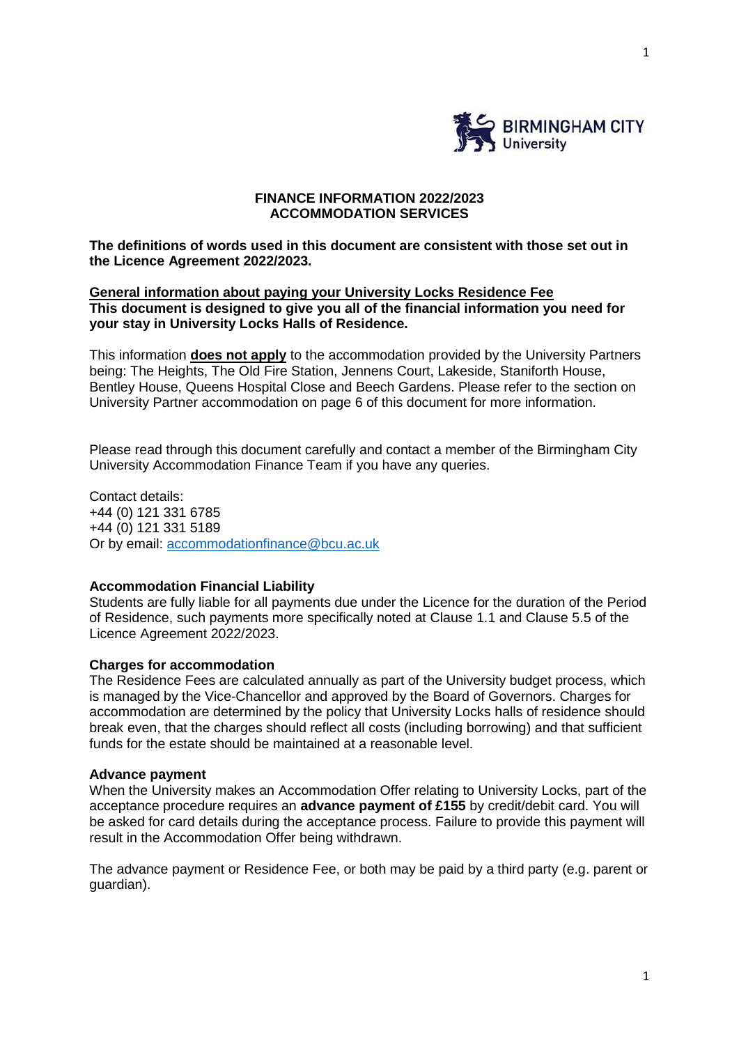# FINANCE INFORMATION 2022/2023
# ACCOMMODATION SERVICES

**The definitions of words used in this document are consistent with those set out in the Licence Agreement 2022/2023.**

## General information about paying your University Locks Residence Fee

**This document is designed to give you all of the financial information you need for your stay in University Locks Halls of Residence.**

This information **does not apply** to the accommodation provided by the University Partners being: The Heights, The Old Fire Station, Jennens Court, Lakeside, Staniforth House, Bentley House, Queens Hospital Close and Beech Gardens. Please refer to the section on University Partner accommodation on page 6 of this document for more information.

Please read through this document carefully and contact a member of the Birmingham City University Accommodation Finance Team if you have any queries.

Contact details:
+44 (0) 121 331 6785
+44 (0) 121 331 5189
Or by email: accommodationfinance@bcu.ac.uk

### Accommodation Financial Liability

Students are fully liable for all payments due under the Licence for the duration of the Period of Residence, such payments more specifically noted at Clause 1.1 and Clause 5.5 of the Licence Agreement 2022/2023.

### Charges for accommodation

The Residence Fees are calculated annually as part of the University budget process, which is managed by the Vice-Chancellor and approved by the Board of Governors. Charges for accommodation are determined by the policy that University Locks halls of residence should break even, that the charges should reflect all costs (including borrowing) and that sufficient funds for the estate should be maintained at a reasonable level.

### Advance payment

When the University makes an Accommodation Offer relating to University Locks, part of the acceptance procedure requires an **advance payment of £155** by credit/debit card. You will be asked for card details during the acceptance process. Failure to provide this payment will result in the Accommodation Offer being withdrawn.

The advance payment or Residence Fee, or both may be paid by a third party (e.g. parent or guardian).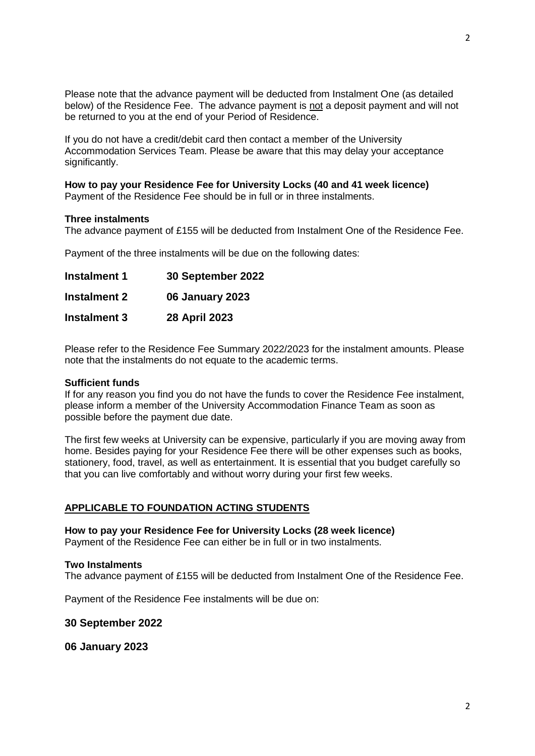Please note that the advance payment will be deducted from Instalment One (as detailed below) of the Residence Fee. The advance payment is <u>not</u> a deposit payment and will not be returned to you at the end of your Period of Residence.

If you do not have a credit/debit card then contact a member of the University Accommodation Services Team. Please be aware that this may delay your acceptance significantly.

**How to pay your Residence Fee for University Locks (40 and 41 week licence)**
Payment of the Residence Fee should be in full or in three instalments.

**Three instalments**
The advance payment of £155 will be deducted from Instalment One of the Residence Fee.

Payment of the three instalments will be due on the following dates:

| | |
|---|---|
| **Instalment 1** | **30 September 2022** |
| **Instalment 2** | **06 January 2023** |
| **Instalment 3** | **28 April 2023** |

Please refer to the Residence Fee Summary 2022/2023 for the instalment amounts. Please note that the instalments do not equate to the academic terms.

**Sufficient funds**
If for any reason you find you do not have the funds to cover the Residence Fee instalment, please inform a member of the University Accommodation Finance Team as soon as possible before the payment due date.

The first few weeks at University can be expensive, particularly if you are moving away from home. Besides paying for your Residence Fee there will be other expenses such as books, stationery, food, travel, as well as entertainment. It is essential that you budget carefully so that you can live comfortably and without worry during your first few weeks.

## <u>APPLICABLE TO FOUNDATION ACTING STUDENTS</u>

**How to pay your Residence Fee for University Locks (28 week licence)**
Payment of the Residence Fee can either be in full or in two instalments.

**Two Instalments**
The advance payment of £155 will be deducted from Instalment One of the Residence Fee.

Payment of the Residence Fee instalments will be due on:

**30 September 2022**

**06 January 2023**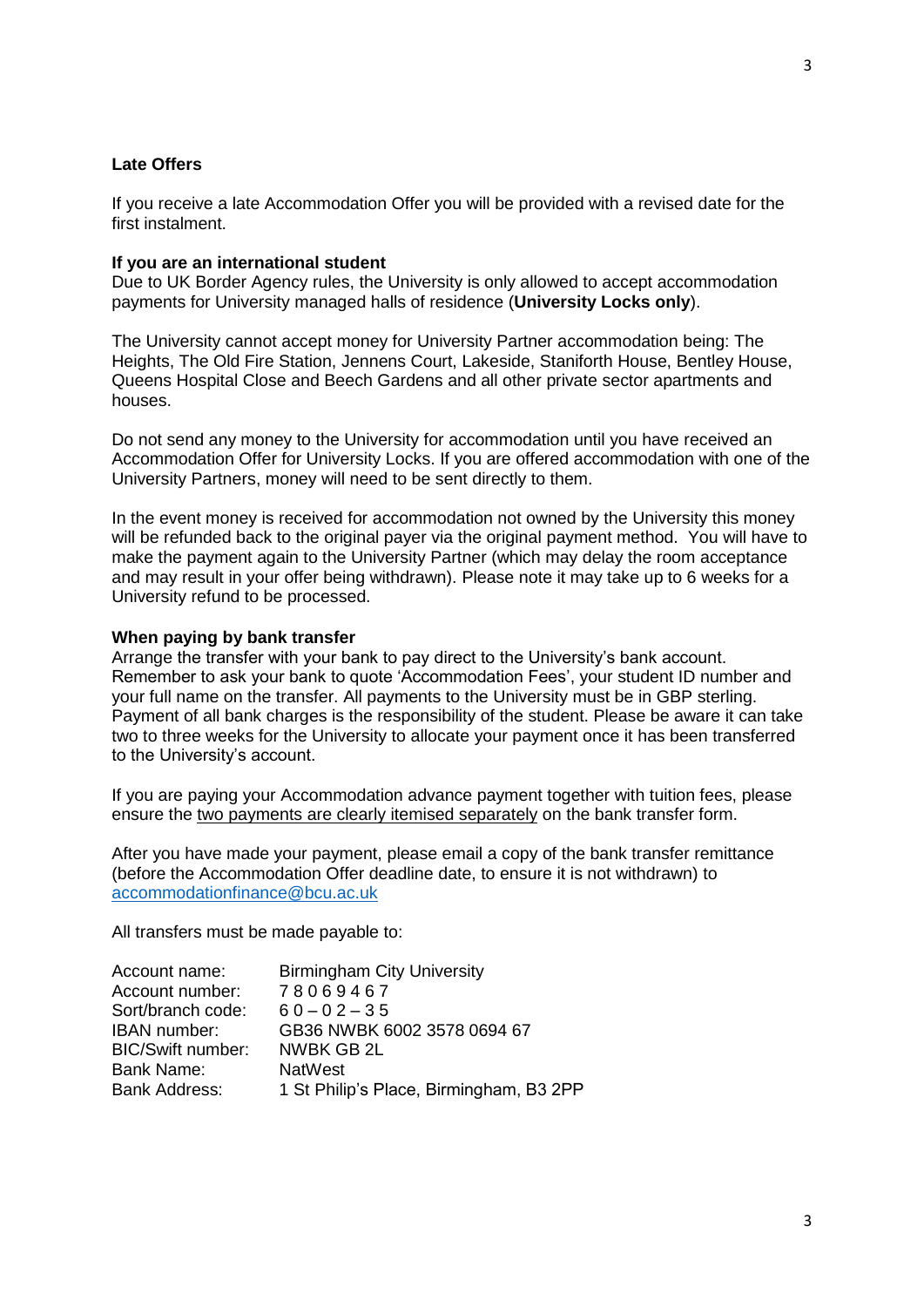**Late Offers**

If you receive a late Accommodation Offer you will be provided with a revised date for the first instalment.

**If you are an international student**

Due to UK Border Agency rules, the University is only allowed to accept accommodation payments for University managed halls of residence (**University Locks only**).

The University cannot accept money for University Partner accommodation being: The Heights, The Old Fire Station, Jennens Court, Lakeside, Staniforth House, Bentley House, Queens Hospital Close and Beech Gardens and all other private sector apartments and houses.

Do not send any money to the University for accommodation until you have received an Accommodation Offer for University Locks. If you are offered accommodation with one of the University Partners, money will need to be sent directly to them.

In the event money is received for accommodation not owned by the University this money will be refunded back to the original payer via the original payment method. You will have to make the payment again to the University Partner (which may delay the room acceptance and may result in your offer being withdrawn). Please note it may take up to 6 weeks for a University refund to be processed.

**When paying by bank transfer**

Arrange the transfer with your bank to pay direct to the University's bank account. Remember to ask your bank to quote 'Accommodation Fees', your student ID number and your full name on the transfer. All payments to the University must be in GBP sterling. Payment of all bank charges is the responsibility of the student. Please be aware it can take two to three weeks for the University to allocate your payment once it has been transferred to the University's account.

If you are paying your Accommodation advance payment together with tuition fees, please ensure the two payments are clearly itemised separately on the bank transfer form.

After you have made your payment, please email a copy of the bank transfer remittance (before the Accommodation Offer deadline date, to ensure it is not withdrawn) to accommodationfinance@bcu.ac.uk

All transfers must be made payable to:

| | |
|---|---|
| Account name: | Birmingham City University |
| Account number: | 7 8 0 6 9 4 6 7 |
| Sort/branch code: | 6 0 – 0 2 – 3 5 |
| IBAN number: | GB36 NWBK 6002 3578 0694 67 |
| BIC/Swift number: | NWBK GB 2L |
| Bank Name: | NatWest |
| Bank Address: | 1 St Philip's Place, Birmingham, B3 2PP |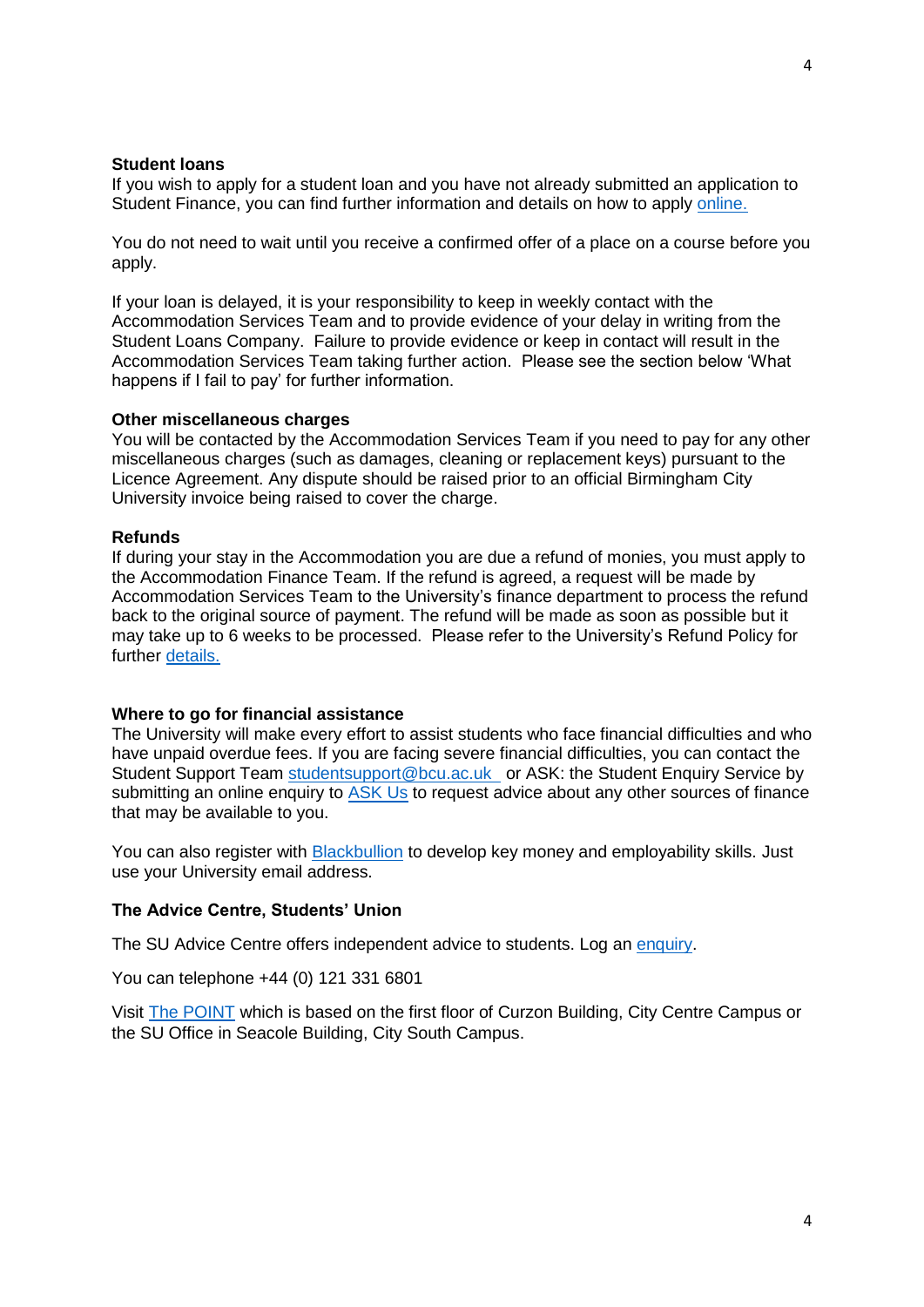### Student loans

If you wish to apply for a student loan and you have not already submitted an application to Student Finance, you can find further information and details on how to apply online.

You do not need to wait until you receive a confirmed offer of a place on a course before you apply.

If your loan is delayed, it is your responsibility to keep in weekly contact with the Accommodation Services Team and to provide evidence of your delay in writing from the Student Loans Company. Failure to provide evidence or keep in contact will result in the Accommodation Services Team taking further action. Please see the section below 'What happens if I fail to pay' for further information.

### Other miscellaneous charges

You will be contacted by the Accommodation Services Team if you need to pay for any other miscellaneous charges (such as damages, cleaning or replacement keys) pursuant to the Licence Agreement. Any dispute should be raised prior to an official Birmingham City University invoice being raised to cover the charge.

### Refunds

If during your stay in the Accommodation you are due a refund of monies, you must apply to the Accommodation Finance Team. If the refund is agreed, a request will be made by Accommodation Services Team to the University's finance department to process the refund back to the original source of payment. The refund will be made as soon as possible but it may take up to 6 weeks to be processed. Please refer to the University's Refund Policy for further details.

### Where to go for financial assistance

The University will make every effort to assist students who face financial difficulties and who have unpaid overdue fees. If you are facing severe financial difficulties, you can contact the Student Support Team studentsupport@bcu.ac.uk or ASK: the Student Enquiry Service by submitting an online enquiry to ASK Us to request advice about any other sources of finance that may be available to you.

You can also register with Blackbullion to develop key money and employability skills. Just use your University email address.

### The Advice Centre, Students' Union

The SU Advice Centre offers independent advice to students. Log an enquiry.

You can telephone +44 (0) 121 331 6801

Visit The POINT which is based on the first floor of Curzon Building, City Centre Campus or the SU Office in Seacole Building, City South Campus.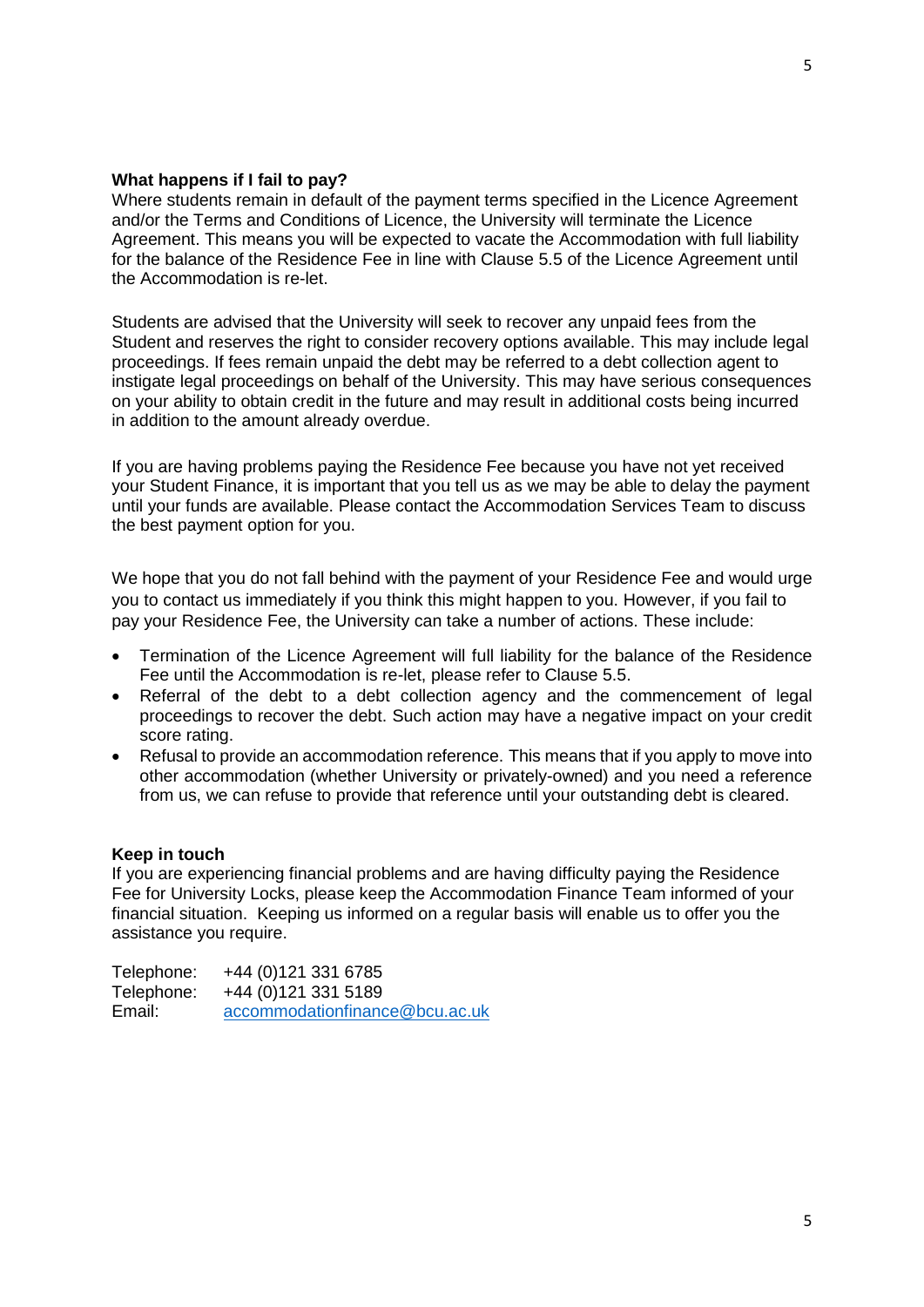**What happens if I fail to pay?**

Where students remain in default of the payment terms specified in the Licence Agreement and/or the Terms and Conditions of Licence, the University will terminate the Licence Agreement. This means you will be expected to vacate the Accommodation with full liability for the balance of the Residence Fee in line with Clause 5.5 of the Licence Agreement until the Accommodation is re-let.

Students are advised that the University will seek to recover any unpaid fees from the Student and reserves the right to consider recovery options available. This may include legal proceedings. If fees remain unpaid the debt may be referred to a debt collection agent to instigate legal proceedings on behalf of the University. This may have serious consequences on your ability to obtain credit in the future and may result in additional costs being incurred in addition to the amount already overdue.

If you are having problems paying the Residence Fee because you have not yet received your Student Finance, it is important that you tell us as we may be able to delay the payment until your funds are available. Please contact the Accommodation Services Team to discuss the best payment option for you.

We hope that you do not fall behind with the payment of your Residence Fee and would urge you to contact us immediately if you think this might happen to you. However, if you fail to pay your Residence Fee, the University can take a number of actions. These include:

- Termination of the Licence Agreement will full liability for the balance of the Residence Fee until the Accommodation is re-let, please refer to Clause 5.5.
- Referral of the debt to a debt collection agency and the commencement of legal proceedings to recover the debt. Such action may have a negative impact on your credit score rating.
- Refusal to provide an accommodation reference. This means that if you apply to move into other accommodation (whether University or privately-owned) and you need a reference from us, we can refuse to provide that reference until your outstanding debt is cleared.

**Keep in touch**

If you are experiencing financial problems and are having difficulty paying the Residence Fee for University Locks, please keep the Accommodation Finance Team informed of your financial situation. Keeping us informed on a regular basis will enable us to offer you the assistance you require.

Telephone: +44 (0)121 331 6785
Telephone: +44 (0)121 331 5189
Email: accommodationfinance@bcu.ac.uk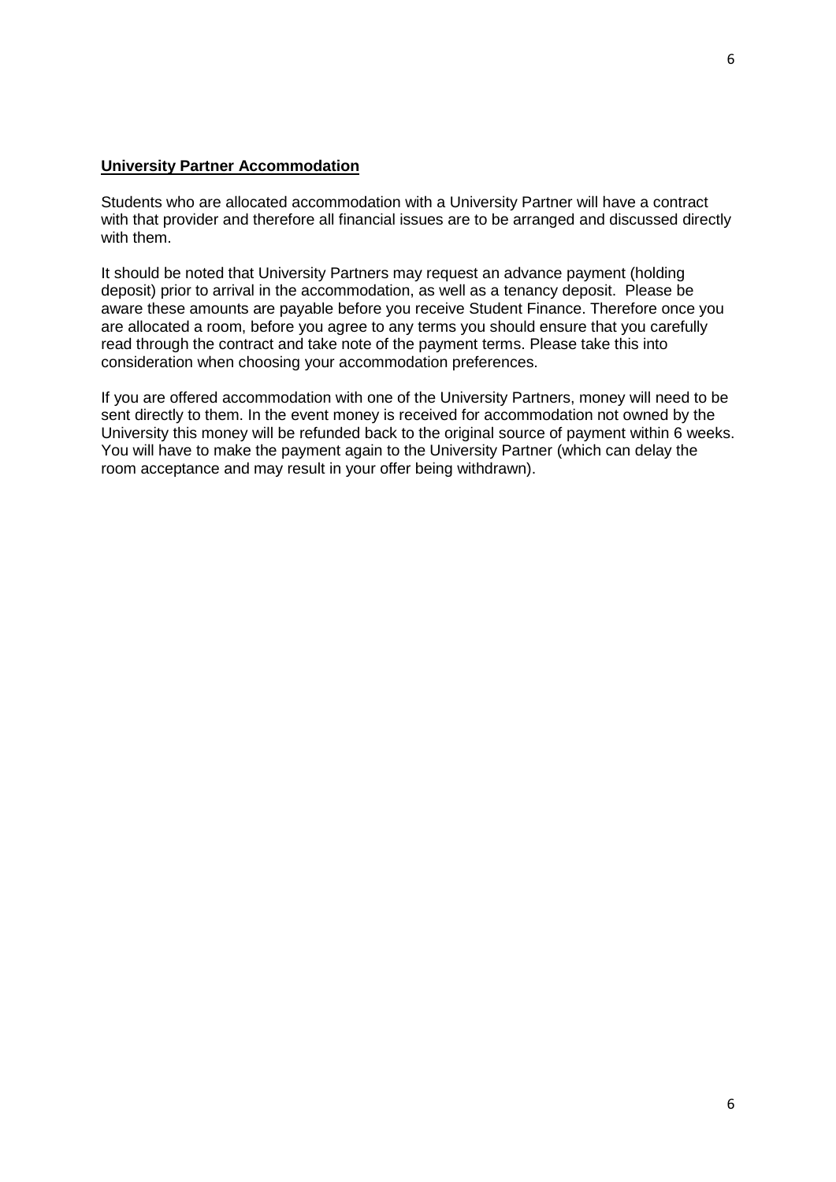## University Partner Accommodation

Students who are allocated accommodation with a University Partner will have a contract with that provider and therefore all financial issues are to be arranged and discussed directly with them.

It should be noted that University Partners may request an advance payment (holding deposit) prior to arrival in the accommodation, as well as a tenancy deposit. Please be aware these amounts are payable before you receive Student Finance. Therefore once you are allocated a room, before you agree to any terms you should ensure that you carefully read through the contract and take note of the payment terms. Please take this into consideration when choosing your accommodation preferences.

If you are offered accommodation with one of the University Partners, money will need to be sent directly to them. In the event money is received for accommodation not owned by the University this money will be refunded back to the original source of payment within 6 weeks. You will have to make the payment again to the University Partner (which can delay the room acceptance and may result in your offer being withdrawn).